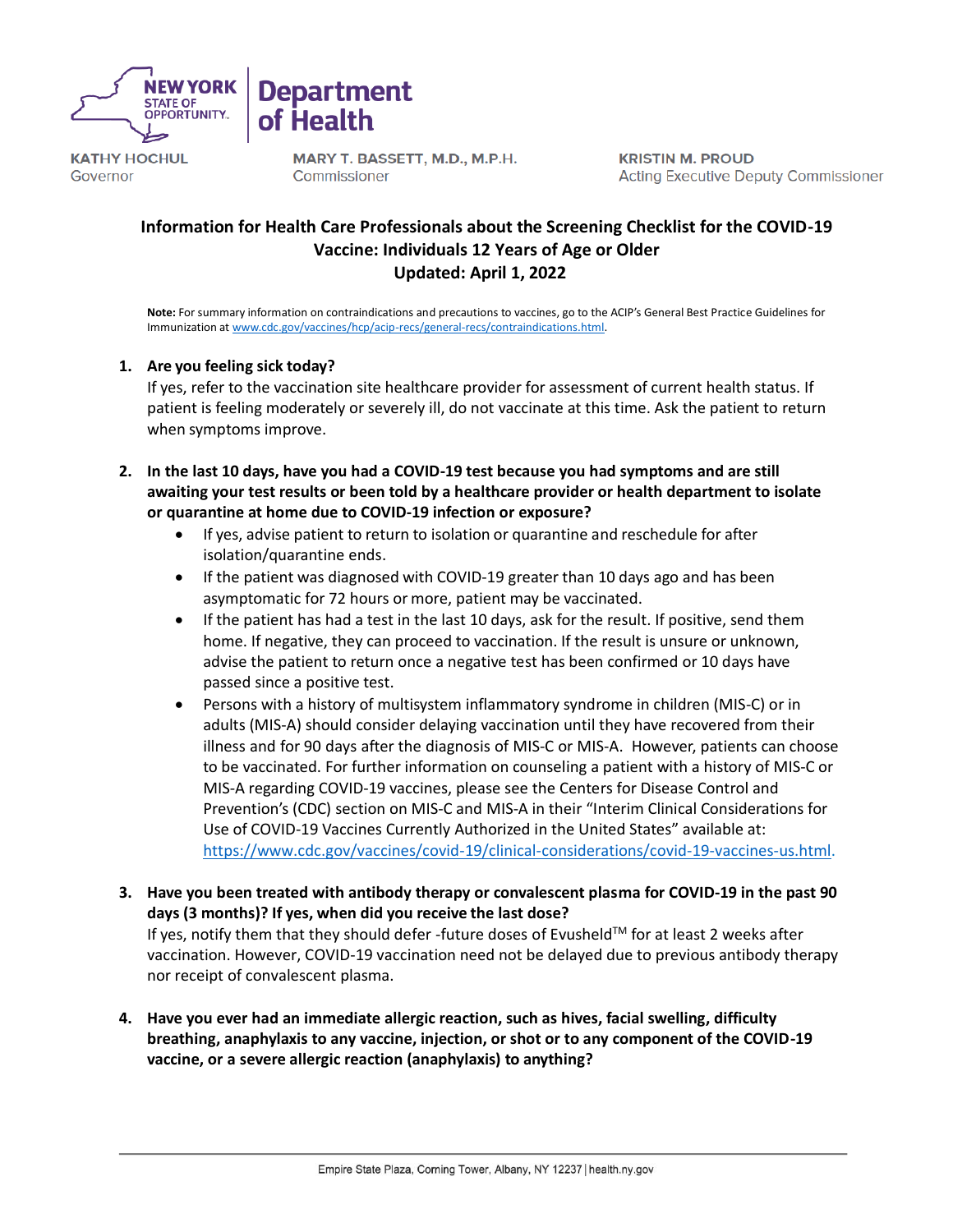NEW YORK STATE OF OPPORTUNITY. | Department of Health

KATHY HOCHUL
Governor

MARY T. BASSETT, M.D., M.P.H.
Commissioner

KRISTIN M. PROUD
Acting Executive Deputy Commissioner

# Information for Health Care Professionals about the Screening Checklist for the COVID-19 Vaccine: Individuals 12 Years of Age or Older
## Updated: April 1, 2022

**Note:** For summary information on contraindications and precautions to vaccines, go to the ACIP's General Best Practice Guidelines for Immunization at www.cdc.gov/vaccines/hcp/acip-recs/general-recs/contraindications.html.

1. **Are you feeling sick today?**
   If yes, refer to the vaccination site healthcare provider for assessment of current health status. If patient is feeling moderately or severely ill, do not vaccinate at this time. Ask the patient to return when symptoms improve.

2. **In the last 10 days, have you had a COVID-19 test because you had symptoms and are still awaiting your test results or been told by a healthcare provider or health department to isolate or quarantine at home due to COVID-19 infection or exposure?**
   - If yes, advise patient to return to isolation or quarantine and reschedule for after isolation/quarantine ends.
   - If the patient was diagnosed with COVID-19 greater than 10 days ago and has been asymptomatic for 72 hours or more, patient may be vaccinated.
   - If the patient has had a test in the last 10 days, ask for the result. If positive, send them home. If negative, they can proceed to vaccination. If the result is unsure or unknown, advise the patient to return once a negative test has been confirmed or 10 days have passed since a positive test.
   - Persons with a history of multisystem inflammatory syndrome in children (MIS-C) or in adults (MIS-A) should consider delaying vaccination until they have recovered from their illness and for 90 days after the diagnosis of MIS-C or MIS-A. However, patients can choose to be vaccinated. For further information on counseling a patient with a history of MIS-C or MIS-A regarding COVID-19 vaccines, please see the Centers for Disease Control and Prevention's (CDC) section on MIS-C and MIS-A in their "Interim Clinical Considerations for Use of COVID-19 Vaccines Currently Authorized in the United States" available at: https://www.cdc.gov/vaccines/covid-19/clinical-considerations/covid-19-vaccines-us.html.

3. **Have you been treated with antibody therapy or convalescent plasma for COVID-19 in the past 90 days (3 months)? If yes, when did you receive the last dose?**
   If yes, notify them that they should defer -future doses of Evusheld™ for at least 2 weeks after vaccination. However, COVID-19 vaccination need not be delayed due to previous antibody therapy nor receipt of convalescent plasma.

4. **Have you ever had an immediate allergic reaction, such as hives, facial swelling, difficulty breathing, anaphylaxis to any vaccine, injection, or shot or to any component of the COVID-19 vaccine, or a severe allergic reaction (anaphylaxis) to anything?**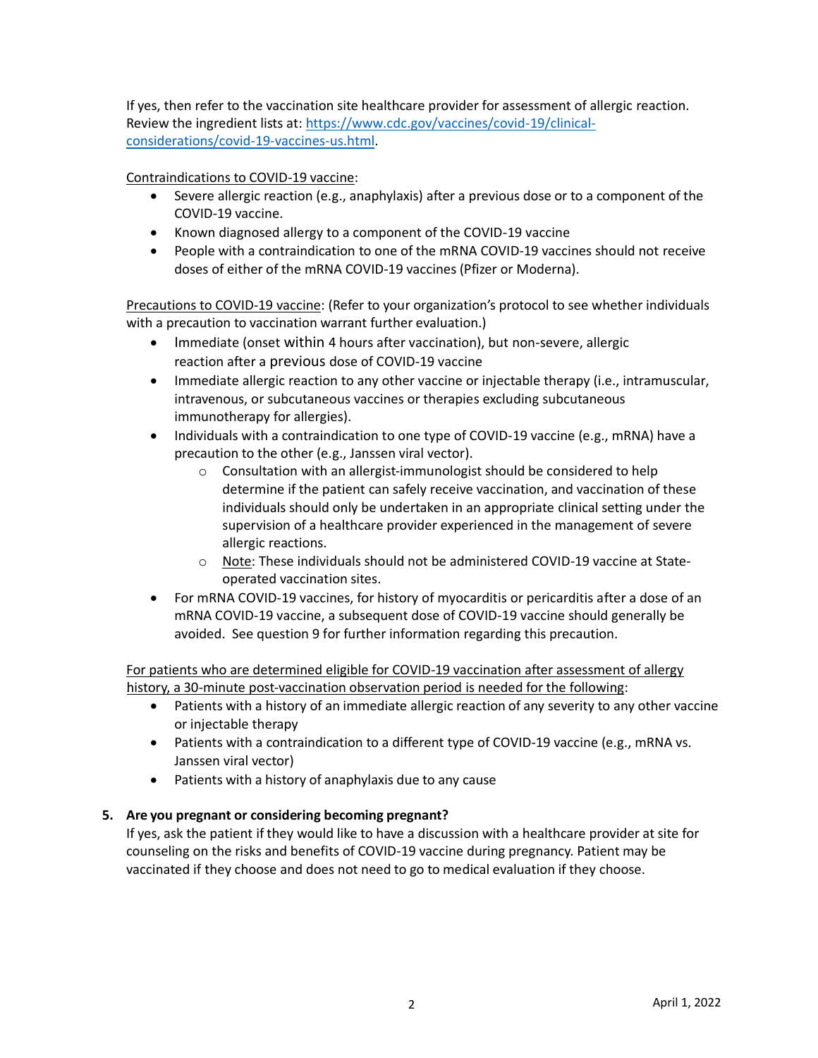If yes, then refer to the vaccination site healthcare provider for assessment of allergic reaction. Review the ingredient lists at: [https://www.cdc.gov/vaccines/covid-19/clinical-considerations/covid-19-vaccines-us.html](https://www.cdc.gov/vaccines/covid-19/clinical-considerations/covid-19-vaccines-us.html).

<u>Contraindications to COVID-19 vaccine</u>:

- Severe allergic reaction (e.g., anaphylaxis) after a previous dose or to a component of the COVID-19 vaccine.
- Known diagnosed allergy to a component of the COVID-19 vaccine
- People with a contraindication to one of the mRNA COVID-19 vaccines should not receive doses of either of the mRNA COVID-19 vaccines (Pfizer or Moderna).

<u>Precautions to COVID-19 vaccine</u>: (Refer to your organization's protocol to see whether individuals with a precaution to vaccination warrant further evaluation.)

- Immediate (onset within 4 hours after vaccination), but non-severe, allergic reaction after a previous dose of COVID-19 vaccine
- Immediate allergic reaction to any other vaccine or injectable therapy (i.e., intramuscular, intravenous, or subcutaneous vaccines or therapies excluding subcutaneous immunotherapy for allergies).
- Individuals with a contraindication to one type of COVID-19 vaccine (e.g., mRNA) have a precaution to the other (e.g., Janssen viral vector).
  - Consultation with an allergist-immunologist should be considered to help determine if the patient can safely receive vaccination, and vaccination of these individuals should only be undertaken in an appropriate clinical setting under the supervision of a healthcare provider experienced in the management of severe allergic reactions.
  - <u>Note</u>: These individuals should not be administered COVID-19 vaccine at State-operated vaccination sites.
- For mRNA COVID-19 vaccines, for history of myocarditis or pericarditis after a dose of an mRNA COVID-19 vaccine, a subsequent dose of COVID-19 vaccine should generally be avoided. See question 9 for further information regarding this precaution.

<u>For patients who are determined eligible for COVID-19 vaccination after assessment of allergy history, a 30-minute post-vaccination observation period is needed for the following</u>:

- Patients with a history of an immediate allergic reaction of any severity to any other vaccine or injectable therapy
- Patients with a contraindication to a different type of COVID-19 vaccine (e.g., mRNA vs. Janssen viral vector)
- Patients with a history of anaphylaxis due to any cause

**5. Are you pregnant or considering becoming pregnant?**

If yes, ask the patient if they would like to have a discussion with a healthcare provider at site for counseling on the risks and benefits of COVID-19 vaccine during pregnancy. Patient may be vaccinated if they choose and does not need to go to medical evaluation if they choose.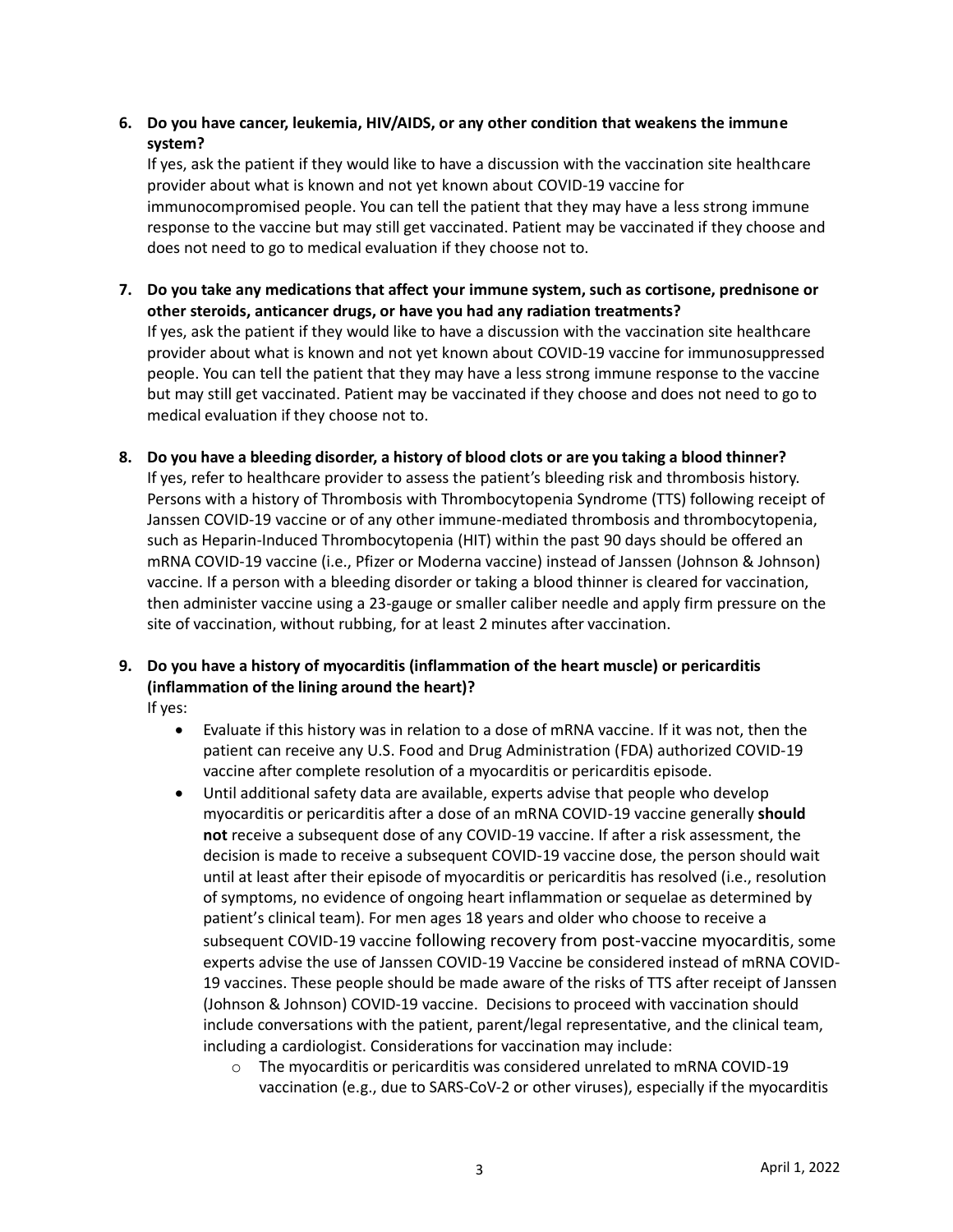6. **Do you have cancer, leukemia, HIV/AIDS, or any other condition that weakens the immune system?**
   If yes, ask the patient if they would like to have a discussion with the vaccination site healthcare provider about what is known and not yet known about COVID-19 vaccine for immunocompromised people. You can tell the patient that they may have a less strong immune response to the vaccine but may still get vaccinated. Patient may be vaccinated if they choose and does not need to go to medical evaluation if they choose not to.

7. **Do you take any medications that affect your immune system, such as cortisone, prednisone or other steroids, anticancer drugs, or have you had any radiation treatments?**
   If yes, ask the patient if they would like to have a discussion with the vaccination site healthcare provider about what is known and not yet known about COVID-19 vaccine for immunosuppressed people. You can tell the patient that they may have a less strong immune response to the vaccine but may still get vaccinated. Patient may be vaccinated if they choose and does not need to go to medical evaluation if they choose not to.

8. **Do you have a bleeding disorder, a history of blood clots or are you taking a blood thinner?**
   If yes, refer to healthcare provider to assess the patient's bleeding risk and thrombosis history. Persons with a history of Thrombosis with Thrombocytopenia Syndrome (TTS) following receipt of Janssen COVID-19 vaccine or of any other immune-mediated thrombosis and thrombocytopenia, such as Heparin-Induced Thrombocytopenia (HIT) within the past 90 days should be offered an mRNA COVID-19 vaccine (i.e., Pfizer or Moderna vaccine) instead of Janssen (Johnson & Johnson) vaccine. If a person with a bleeding disorder or taking a blood thinner is cleared for vaccination, then administer vaccine using a 23-gauge or smaller caliber needle and apply firm pressure on the site of vaccination, without rubbing, for at least 2 minutes after vaccination.

9. **Do you have a history of myocarditis (inflammation of the heart muscle) or pericarditis (inflammation of the lining around the heart)?**
   If yes:
   - Evaluate if this history was in relation to a dose of mRNA vaccine. If it was not, then the patient can receive any U.S. Food and Drug Administration (FDA) authorized COVID-19 vaccine after complete resolution of a myocarditis or pericarditis episode.
   - Until additional safety data are available, experts advise that people who develop myocarditis or pericarditis after a dose of an mRNA COVID-19 vaccine generally **should not** receive a subsequent dose of any COVID-19 vaccine. If after a risk assessment, the decision is made to receive a subsequent COVID-19 vaccine dose, the person should wait until at least after their episode of myocarditis or pericarditis has resolved (i.e., resolution of symptoms, no evidence of ongoing heart inflammation or sequelae as determined by patient's clinical team). For men ages 18 years and older who choose to receive a subsequent COVID-19 vaccine following recovery from post-vaccine myocarditis, some experts advise the use of Janssen COVID-19 Vaccine be considered instead of mRNA COVID-19 vaccines. These people should be made aware of the risks of TTS after receipt of Janssen (Johnson & Johnson) COVID-19 vaccine. Decisions to proceed with vaccination should include conversations with the patient, parent/legal representative, and the clinical team, including a cardiologist. Considerations for vaccination may include:
     - The myocarditis or pericarditis was considered unrelated to mRNA COVID-19 vaccination (e.g., due to SARS-CoV-2 or other viruses), especially if the myocarditis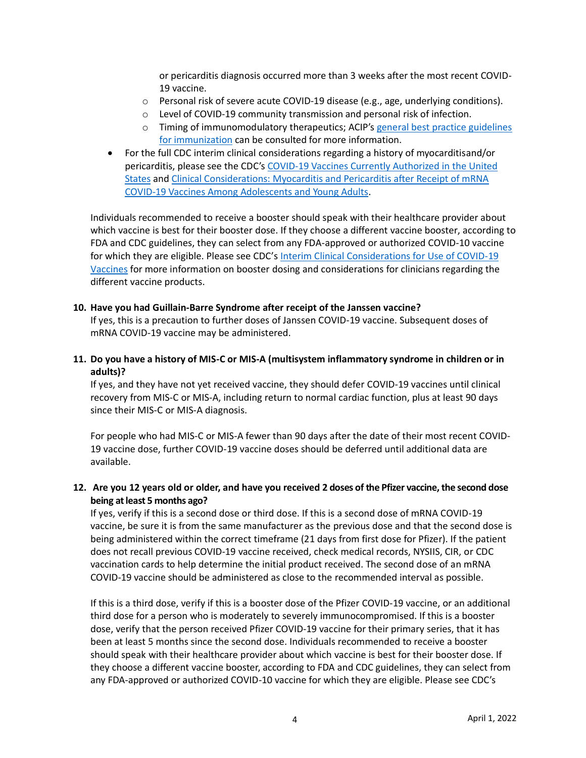or pericarditis diagnosis occurred more than 3 weeks after the most recent COVID-19 vaccine.
    - Personal risk of severe acute COVID-19 disease (e.g., age, underlying conditions).
    - Level of COVID-19 community transmission and personal risk of infection.
    - Timing of immunomodulatory therapeutics; ACIP's general best practice guidelines for immunization can be consulted for more information.
- For the full CDC interim clinical considerations regarding a history of myocarditisand/or pericarditis, please see the CDC's COVID-19 Vaccines Currently Authorized in the United States and Clinical Considerations: Myocarditis and Pericarditis after Receipt of mRNA COVID-19 Vaccines Among Adolescents and Young Adults.

Individuals recommended to receive a booster should speak with their healthcare provider about which vaccine is best for their booster dose. If they choose a different vaccine booster, according to FDA and CDC guidelines, they can select from any FDA-approved or authorized COVID-10 vaccine for which they are eligible. Please see CDC's Interim Clinical Considerations for Use of COVID-19 Vaccines for more information on booster dosing and considerations for clinicians regarding the different vaccine products.

**10. Have you had Guillain-Barre Syndrome after receipt of the Janssen vaccine?**

If yes, this is a precaution to further doses of Janssen COVID-19 vaccine. Subsequent doses of mRNA COVID-19 vaccine may be administered.

**11. Do you have a history of MIS-C or MIS-A (multisystem inflammatory syndrome in children or in adults)?**

If yes, and they have not yet received vaccine, they should defer COVID-19 vaccines until clinical recovery from MIS-C or MIS-A, including return to normal cardiac function, plus at least 90 days since their MIS-C or MIS-A diagnosis.

For people who had MIS-C or MIS-A fewer than 90 days after the date of their most recent COVID-19 vaccine dose, further COVID-19 vaccine doses should be deferred until additional data are available.

**12. Are you 12 years old or older, and have you received 2 doses of the Pfizer vaccine, the second dose being at least 5 months ago?**

If yes, verify if this is a second dose or third dose. If this is a second dose of mRNA COVID-19 vaccine, be sure it is from the same manufacturer as the previous dose and that the second dose is being administered within the correct timeframe (21 days from first dose for Pfizer). If the patient does not recall previous COVID-19 vaccine received, check medical records, NYSIIS, CIR, or CDC vaccination cards to help determine the initial product received. The second dose of an mRNA COVID-19 vaccine should be administered as close to the recommended interval as possible.

If this is a third dose, verify if this is a booster dose of the Pfizer COVID-19 vaccine, or an additional third dose for a person who is moderately to severely immunocompromised. If this is a booster dose, verify that the person received Pfizer COVID-19 vaccine for their primary series, that it has been at least 5 months since the second dose. Individuals recommended to receive a booster should speak with their healthcare provider about which vaccine is best for their booster dose. If they choose a different vaccine booster, according to FDA and CDC guidelines, they can select from any FDA-approved or authorized COVID-10 vaccine for which they are eligible. Please see CDC's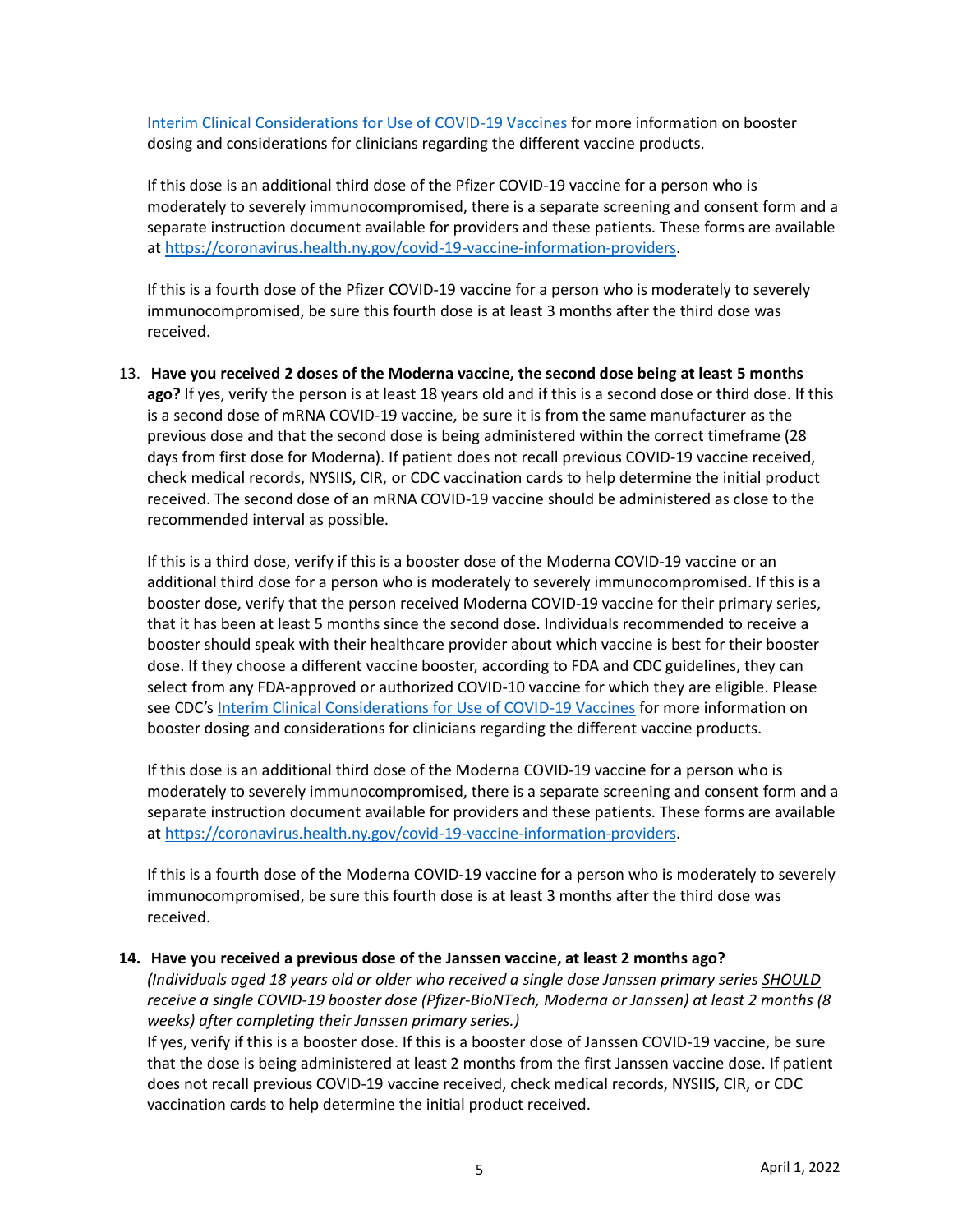[Interim Clinical Considerations for Use of COVID-19 Vaccines](https://www.cdc.gov/vaccines/covid-19/clinical-considerations/covid-19-vaccines-us.html) for more information on booster dosing and considerations for clinicians regarding the different vaccine products.

If this dose is an additional third dose of the Pfizer COVID-19 vaccine for a person who is moderately to severely immunocompromised, there is a separate screening and consent form and a separate instruction document available for providers and these patients. These forms are available at [https://coronavirus.health.ny.gov/covid-19-vaccine-information-providers](https://coronavirus.health.ny.gov/covid-19-vaccine-information-providers).

If this is a fourth dose of the Pfizer COVID-19 vaccine for a person who is moderately to severely immunocompromised, be sure this fourth dose is at least 3 months after the third dose was received.

13. **Have you received 2 doses of the Moderna vaccine, the second dose being at least 5 months ago?** If yes, verify the person is at least 18 years old and if this is a second dose or third dose. If this is a second dose of mRNA COVID-19 vaccine, be sure it is from the same manufacturer as the previous dose and that the second dose is being administered within the correct timeframe (28 days from first dose for Moderna). If patient does not recall previous COVID-19 vaccine received, check medical records, NYSIIS, CIR, or CDC vaccination cards to help determine the initial product received. The second dose of an mRNA COVID-19 vaccine should be administered as close to the recommended interval as possible.

    If this is a third dose, verify if this is a booster dose of the Moderna COVID-19 vaccine or an additional third dose for a person who is moderately to severely immunocompromised. If this is a booster dose, verify that the person received Moderna COVID-19 vaccine for their primary series, that it has been at least 5 months since the second dose. Individuals recommended to receive a booster should speak with their healthcare provider about which vaccine is best for their booster dose. If they choose a different vaccine booster, according to FDA and CDC guidelines, they can select from any FDA-approved or authorized COVID-10 vaccine for which they are eligible. Please see CDC's [Interim Clinical Considerations for Use of COVID-19 Vaccines](https://www.cdc.gov/vaccines/covid-19/clinical-considerations/covid-19-vaccines-us.html) for more information on booster dosing and considerations for clinicians regarding the different vaccine products.

    If this dose is an additional third dose of the Moderna COVID-19 vaccine for a person who is moderately to severely immunocompromised, there is a separate screening and consent form and a separate instruction document available for providers and these patients. These forms are available at [https://coronavirus.health.ny.gov/covid-19-vaccine-information-providers](https://coronavirus.health.ny.gov/covid-19-vaccine-information-providers).

    If this is a fourth dose of the Moderna COVID-19 vaccine for a person who is moderately to severely immunocompromised, be sure this fourth dose is at least 3 months after the third dose was received.

14. **Have you received a previous dose of the Janssen vaccine, at least 2 months ago?**
    *(Individuals aged 18 years old or older who received a single dose Janssen primary series* ***SHOULD*** *receive a single COVID-19 booster dose (Pfizer-BioNTech, Moderna or Janssen) at least 2 months (8 weeks) after completing their Janssen primary series.)*
    If yes, verify if this is a booster dose. If this is a booster dose of Janssen COVID-19 vaccine, be sure that the dose is being administered at least 2 months from the first Janssen vaccine dose. If patient does not recall previous COVID-19 vaccine received, check medical records, NYSIIS, CIR, or CDC vaccination cards to help determine the initial product received.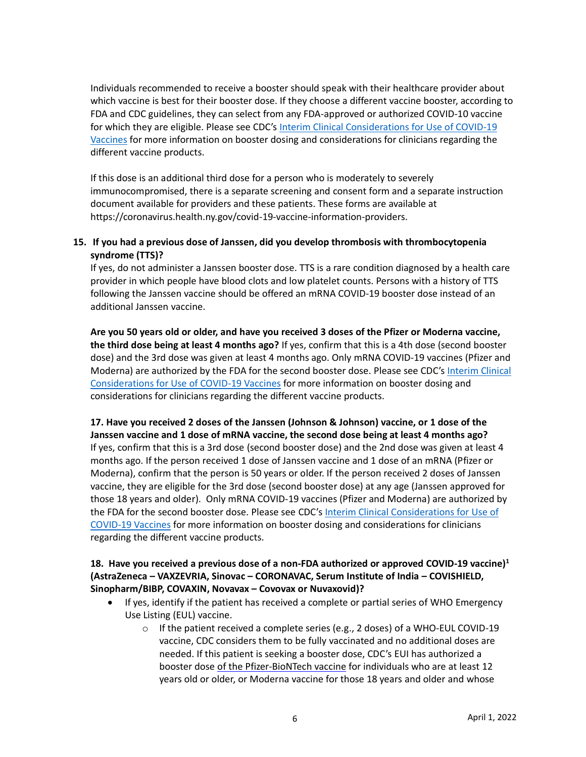Individuals recommended to receive a booster should speak with their healthcare provider about which vaccine is best for their booster dose. If they choose a different vaccine booster, according to FDA and CDC guidelines, they can select from any FDA-approved or authorized COVID-10 vaccine for which they are eligible. Please see CDC's [Interim Clinical Considerations for Use of COVID-19 Vaccines]() for more information on booster dosing and considerations for clinicians regarding the different vaccine products.

If this dose is an additional third dose for a person who is moderately to severely immunocompromised, there is a separate screening and consent form and a separate instruction document available for providers and these patients. These forms are available at https://coronavirus.health.ny.gov/covid-19-vaccine-information-providers.

15. **If you had a previous dose of Janssen, did you develop thrombosis with thrombocytopenia syndrome (TTS)?**
If yes, do not administer a Janssen booster dose. TTS is a rare condition diagnosed by a health care provider in which people have blood clots and low platelet counts. Persons with a history of TTS following the Janssen vaccine should be offered an mRNA COVID-19 booster dose instead of an additional Janssen vaccine.

**Are you 50 years old or older, and have you received 3 doses of the Pfizer or Moderna vaccine, the third dose being at least 4 months ago?** If yes, confirm that this is a 4th dose (second booster dose) and the 3rd dose was given at least 4 months ago. Only mRNA COVID-19 vaccines (Pfizer and Moderna) are authorized by the FDA for the second booster dose. Please see CDC's [Interim Clinical Considerations for Use of COVID-19 Vaccines]() for more information on booster dosing and considerations for clinicians regarding the different vaccine products.

**17. Have you received 2 doses of the Janssen (Johnson & Johnson) vaccine, or 1 dose of the Janssen vaccine and 1 dose of mRNA vaccine, the second dose being at least 4 months ago?**
If yes, confirm that this is a 3rd dose (second booster dose) and the 2nd dose was given at least 4 months ago. If the person received 1 dose of Janssen vaccine and 1 dose of an mRNA (Pfizer or Moderna), confirm that the person is 50 years or older. If the person received 2 doses of Janssen vaccine, they are eligible for the 3rd dose (second booster dose) at any age (Janssen approved for those 18 years and older). Only mRNA COVID-19 vaccines (Pfizer and Moderna) are authorized by the FDA for the second booster dose. Please see CDC's [Interim Clinical Considerations for Use of COVID-19 Vaccines]() for more information on booster dosing and considerations for clinicians regarding the different vaccine products.

**18. Have you received a previous dose of a non-FDA authorized or approved COVID-19 vaccine)[1] (AstraZeneca – VAXZEVRIA, Sinovac – CORONAVAC, Serum Institute of India – COVISHIELD, Sinopharm/BIBP, COVAXIN, Novavax – Covovax or Nuvaxovid)?**

- If yes, identify if the patient has received a complete or partial series of WHO Emergency Use Listing (EUL) vaccine.
  - If the patient received a complete series (e.g., 2 doses) of a WHO-EUL COVID-19 vaccine, CDC considers them to be fully vaccinated and no additional doses are needed. If this patient is seeking a booster dose, CDC's EUI has authorized a booster dose of the Pfizer-BioNTech vaccine for individuals who are at least 12 years old or older, or Moderna vaccine for those 18 years and older and whose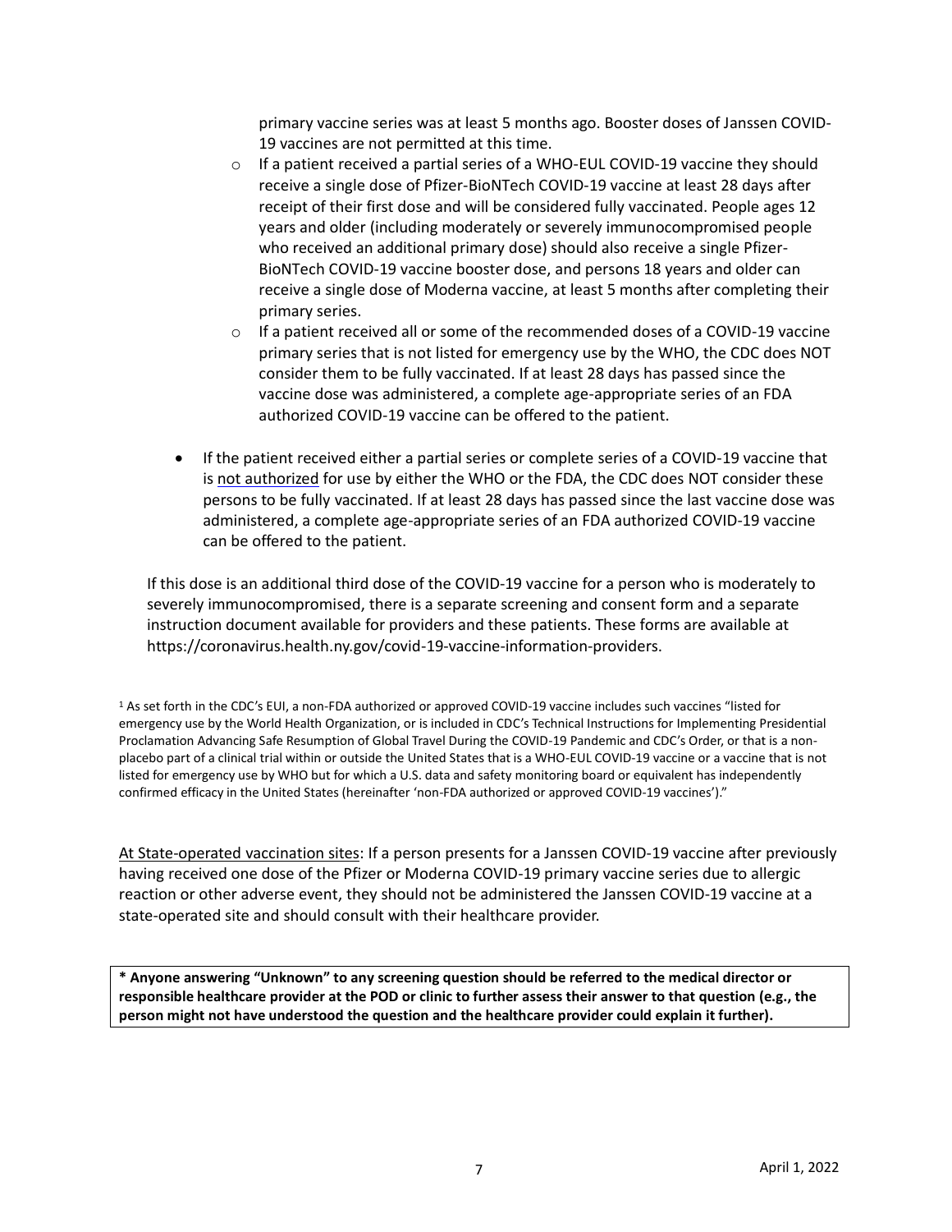primary vaccine series was at least 5 months ago. Booster doses of Janssen COVID-19 vaccines are not permitted at this time.

  - If a patient received a partial series of a WHO-EUL COVID-19 vaccine they should receive a single dose of Pfizer-BioNTech COVID-19 vaccine at least 28 days after receipt of their first dose and will be considered fully vaccinated. People ages 12 years and older (including moderately or severely immunocompromised people who received an additional primary dose) should also receive a single Pfizer-BioNTech COVID-19 vaccine booster dose, and persons 18 years and older can receive a single dose of Moderna vaccine, at least 5 months after completing their primary series.
  - If a patient received all or some of the recommended doses of a COVID-19 vaccine primary series that is not listed for emergency use by the WHO, the CDC does NOT consider them to be fully vaccinated. If at least 28 days has passed since the vaccine dose was administered, a complete age-appropriate series of an FDA authorized COVID-19 vaccine can be offered to the patient.

- If the patient received either a partial series or complete series of a COVID-19 vaccine that is not authorized for use by either the WHO or the FDA, the CDC does NOT consider these persons to be fully vaccinated. If at least 28 days has passed since the last vaccine dose was administered, a complete age-appropriate series of an FDA authorized COVID-19 vaccine can be offered to the patient.

If this dose is an additional third dose of the COVID-19 vaccine for a person who is moderately to severely immunocompromised, there is a separate screening and consent form and a separate instruction document available for providers and these patients. These forms are available at https://coronavirus.health.ny.gov/covid-19-vaccine-information-providers.

[1] As set forth in the CDC's EUI, a non-FDA authorized or approved COVID-19 vaccine includes such vaccines "listed for emergency use by the World Health Organization, or is included in CDC's Technical Instructions for Implementing Presidential Proclamation Advancing Safe Resumption of Global Travel During the COVID-19 Pandemic and CDC's Order, or that is a non-placebo part of a clinical trial within or outside the United States that is a WHO-EUL COVID-19 vaccine or a vaccine that is not listed for emergency use by WHO but for which a U.S. data and safety monitoring board or equivalent has independently confirmed efficacy in the United States (hereinafter 'non-FDA authorized or approved COVID-19 vaccines')."

At State-operated vaccination sites: If a person presents for a Janssen COVID-19 vaccine after previously having received one dose of the Pfizer or Moderna COVID-19 primary vaccine series due to allergic reaction or other adverse event, they should not be administered the Janssen COVID-19 vaccine at a state-operated site and should consult with their healthcare provider.

**\* Anyone answering "Unknown" to any screening question should be referred to the medical director or responsible healthcare provider at the POD or clinic to further assess their answer to that question (e.g., the person might not have understood the question and the healthcare provider could explain it further).**

April 1, 2022